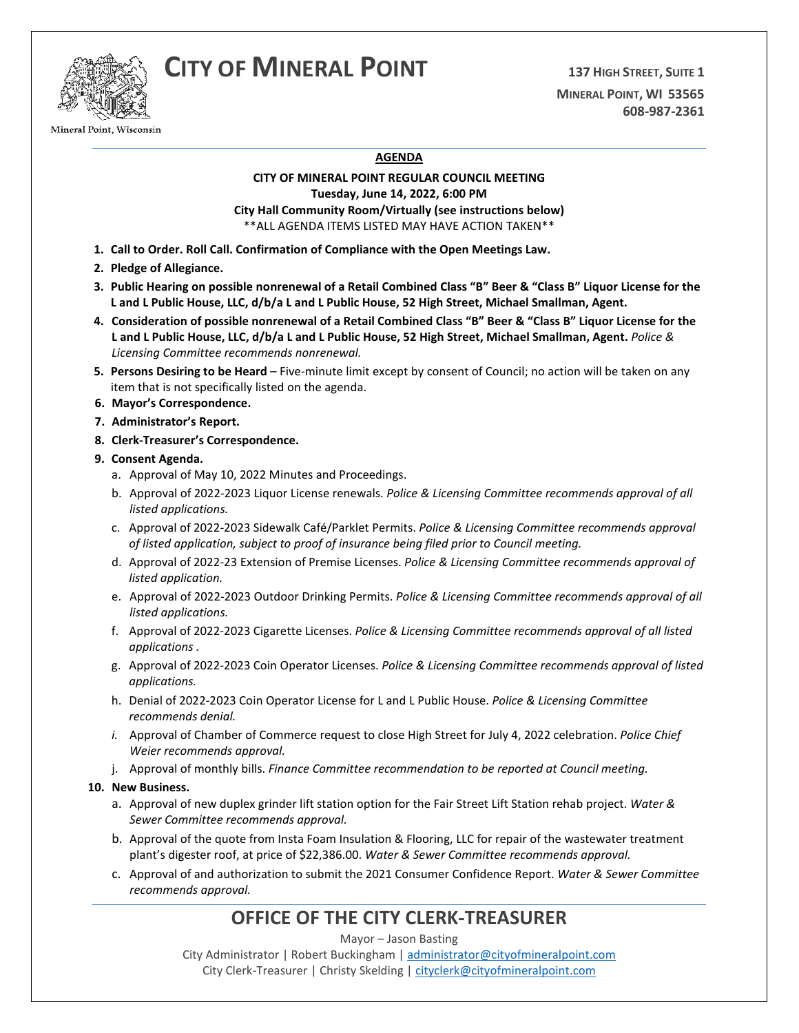# CITY OF MINERAL POINT

Mineral Point, Wisconsin

**137 HIGH STREET, SUITE 1**
**MINERAL POINT, WI 53565**
**608-987-2361**

---

**AGENDA**

**CITY OF MINERAL POINT REGULAR COUNCIL MEETING**
**Tuesday, June 14, 2022, 6:00 PM**
**City Hall Community Room/Virtually (see instructions below)**
**ALL AGENDA ITEMS LISTED MAY HAVE ACTION TAKEN**

1. **Call to Order. Roll Call. Confirmation of Compliance with the Open Meetings Law.**
2. **Pledge of Allegiance.**
3. **Public Hearing on possible nonrenewal of a Retail Combined Class "B" Beer & "Class B" Liquor License for the L and L Public House, LLC, d/b/a L and L Public House, 52 High Street, Michael Smallman, Agent.**
4. **Consideration of possible nonrenewal of a Retail Combined Class "B" Beer & "Class B" Liquor License for the L and L Public House, LLC, d/b/a L and L Public House, 52 High Street, Michael Smallman, Agent.** *Police & Licensing Committee recommends nonrenewal.*
5. **Persons Desiring to be Heard** – Five-minute limit except by consent of Council; no action will be taken on any item that is not specifically listed on the agenda.
6. **Mayor's Correspondence.**
7. **Administrator's Report.**
8. **Clerk-Treasurer's Correspondence.**
9. **Consent Agenda.**
   a. Approval of May 10, 2022 Minutes and Proceedings.
   b. Approval of 2022-2023 Liquor License renewals. *Police & Licensing Committee recommends approval of all listed applications.*
   c. Approval of 2022-2023 Sidewalk Café/Parklet Permits. *Police & Licensing Committee recommends approval of listed application, subject to proof of insurance being filed prior to Council meeting.*
   d. Approval of 2022-23 Extension of Premise Licenses. *Police & Licensing Committee recommends approval of listed application.*
   e. Approval of 2022-2023 Outdoor Drinking Permits. *Police & Licensing Committee recommends approval of all listed applications.*
   f. Approval of 2022-2023 Cigarette Licenses. *Police & Licensing Committee recommends approval of all listed applications .*
   g. Approval of 2022-2023 Coin Operator Licenses. *Police & Licensing Committee recommends approval of listed applications.*
   h. Denial of 2022-2023 Coin Operator License for L and L Public House. *Police & Licensing Committee recommends denial.*
   i. Approval of Chamber of Commerce request to close High Street for July 4, 2022 celebration. *Police Chief Weier recommends approval.*
   j. Approval of monthly bills. *Finance Committee recommendation to be reported at Council meeting.*
10. **New Business.**
    a. Approval of new duplex grinder lift station option for the Fair Street Lift Station rehab project. *Water & Sewer Committee recommends approval.*
    b. Approval of the quote from Insta Foam Insulation & Flooring, LLC for repair of the wastewater treatment plant's digester roof, at price of $22,386.00. *Water & Sewer Committee recommends approval.*
    c. Approval of and authorization to submit the 2021 Consumer Confidence Report. *Water & Sewer Committee recommends approval.*

---

## OFFICE OF THE CITY CLERK-TREASURER

Mayor – Jason Basting
City Administrator | Robert Buckingham | administrator@cityofmineralpoint.com
City Clerk-Treasurer | Christy Skelding | cityclerk@cityofmineralpoint.com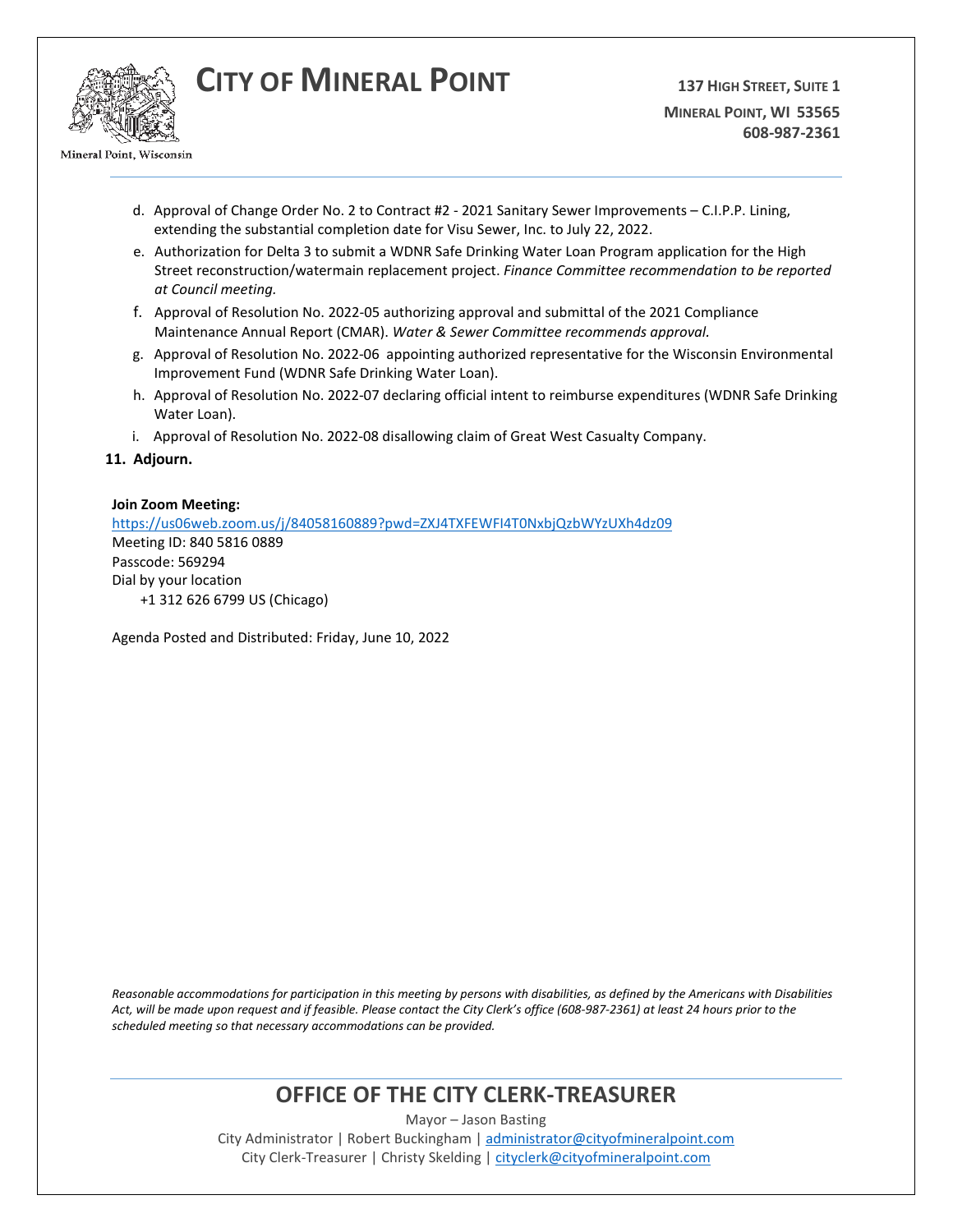d. Approval of Change Order No. 2 to Contract #2 - 2021 Sanitary Sewer Improvements – C.I.P.P. Lining, extending the substantial completion date for Visu Sewer, Inc. to July 22, 2022.

e. Authorization for Delta 3 to submit a WDNR Safe Drinking Water Loan Program application for the High Street reconstruction/watermain replacement project. *Finance Committee recommendation to be reported at Council meeting.*

f. Approval of Resolution No. 2022-05 authorizing approval and submittal of the 2021 Compliance Maintenance Annual Report (CMAR). *Water & Sewer Committee recommends approval.*

g. Approval of Resolution No. 2022-06 appointing authorized representative for the Wisconsin Environmental Improvement Fund (WDNR Safe Drinking Water Loan).

h. Approval of Resolution No. 2022-07 declaring official intent to reimburse expenditures (WDNR Safe Drinking Water Loan).

i. Approval of Resolution No. 2022-08 disallowing claim of Great West Casualty Company.

**11. Adjourn.**

**Join Zoom Meeting:**
https://us06web.zoom.us/j/84058160889?pwd=ZXJ4TXFEWFI4T0NxbjQzbWYzUXh4dz09
Meeting ID: 840 5816 0889
Passcode: 569294
Dial by your location
+1 312 626 6799 US (Chicago)

Agenda Posted and Distributed: Friday, June 10, 2022

*Reasonable accommodations for participation in this meeting by persons with disabilities, as defined by the Americans with Disabilities Act, will be made upon request and if feasible. Please contact the City Clerk's office (608-987-2361) at least 24 hours prior to the scheduled meeting so that necessary accommodations can be provided.*

## OFFICE OF THE CITY CLERK-TREASURER

Mayor – Jason Basting
City Administrator | Robert Buckingham | administrator@cityofmineralpoint.com
City Clerk-Treasurer | Christy Skelding | cityclerk@cityofmineralpoint.com